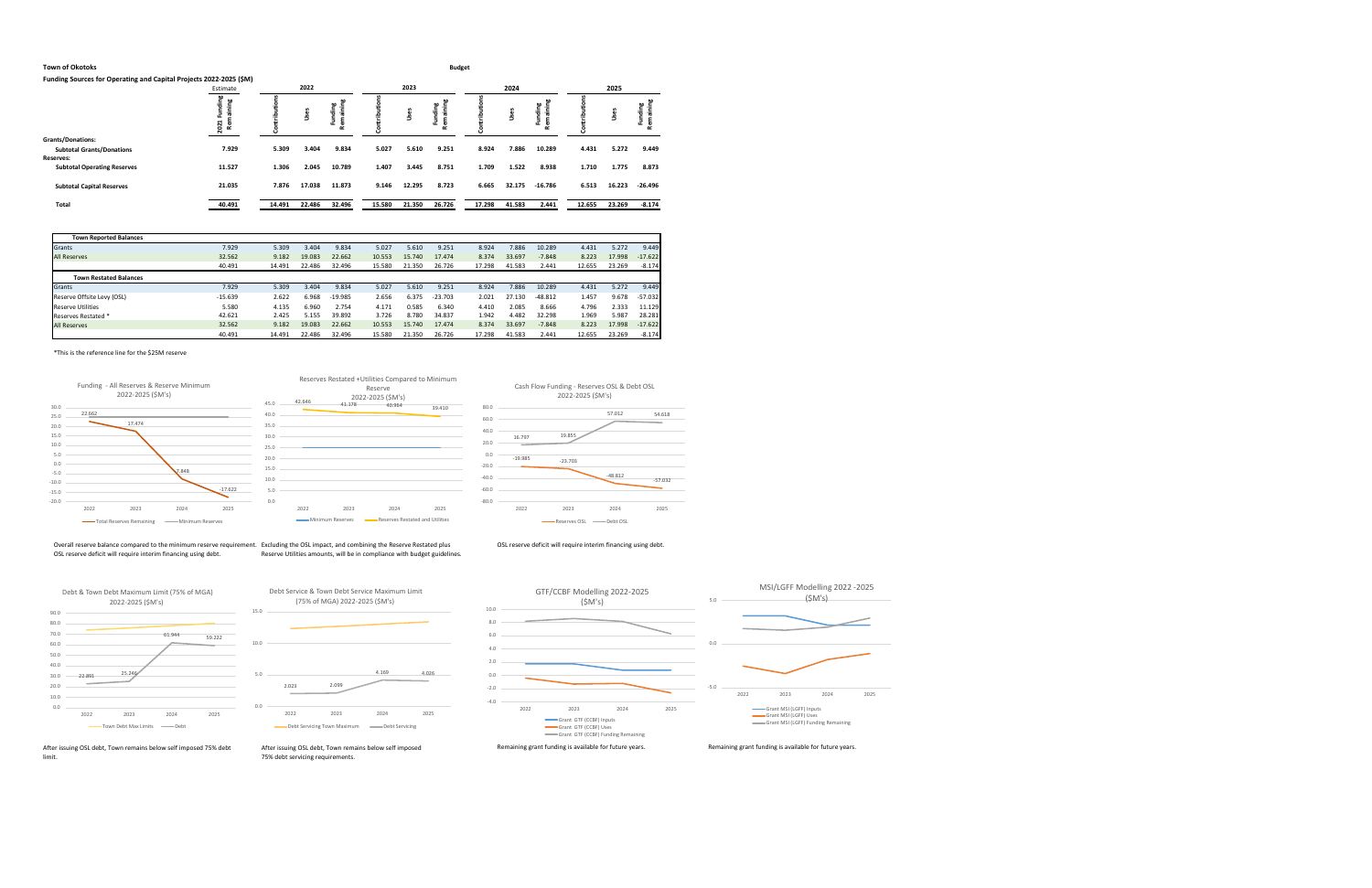**Town of Okotoks**

**Budget**

**Funding Sources for Operating and Capital Projects 2022-2025 ($M)**

| | Estimate | 2022 | | | 2023 | | | 2024 | | | 2025 | | |
|---|---|---|---|---|---|---|---|---|---|---|---|---|---|
| | 2021 funding Remaining | Contributions | Uses | Funding Remaining | Contributions | Uses | Funding Remaining | Contributions | Uses | Funding Remaining | Contributions | Uses | Funding Remaining |
| **Grants/Donations:** | | | | | | | | | | | | | |
| **Subtotal Grants/Donations** | **7.929** | **5.309** | **3.404** | **9.834** | **5.027** | **5.610** | **9.251** | **8.924** | **7.886** | **10.289** | **4.431** | **5.272** | **9.449** |
| **Reserves:** | | | | | | | | | | | | | |
| **Subtotal Operating Reserves** | **11.527** | **1.306** | **2.045** | **10.789** | **1.407** | **3.445** | **8.751** | **1.709** | **1.522** | **8.938** | **1.710** | **1.775** | **8.873** |
| **Subtotal Capital Reserves** | **21.035** | **7.876** | **17.038** | **11.873** | **9.146** | **12.295** | **8.723** | **6.665** | **32.175** | **-16.786** | **6.513** | **16.223** | **-26.496** |
| **Total** | **40.491** | **14.491** | **22.486** | **32.496** | **15.580** | **21.350** | **26.726** | **17.298** | **41.583** | **2.441** | **12.655** | **23.269** | **-8.174** |

| **Town Reported Balances** | | | | | | | | | | | | | |
|---|---|---|---|---|---|---|---|---|---|---|---|---|---|
| Grants | 7.929 | 5.309 | 3.404 | 9.834 | 5.027 | 5.610 | 9.251 | 8.924 | 7.886 | 10.289 | 4.431 | 5.272 | 9.449 |
| All Reserves | 32.562 | 9.182 | 19.083 | 22.662 | 10.553 | 15.740 | 17.474 | 8.374 | 33.697 | -7.848 | 8.223 | 17.998 | -17.622 |
| | 40.491 | 14.491 | 22.486 | 32.496 | 15.580 | 21.350 | 26.726 | 17.298 | 41.583 | 2.441 | 12.655 | 23.269 | -8.174 |
| **Town Restated Balances** | | | | | | | | | | | | | |
| Grants | 7.929 | 5.309 | 3.404 | 9.834 | 5.027 | 5.610 | 9.251 | 8.924 | 7.886 | 10.289 | 4.431 | 5.272 | 9.449 |
| Reserve Offsite Levy (OSL) | -15.639 | 2.622 | 6.968 | -19.985 | 2.656 | 6.375 | -23.703 | 2.021 | 27.130 | -48.812 | 1.457 | 9.678 | -57.032 |
| Reserve Utilities | 5.580 | 4.135 | 6.960 | 2.754 | 4.171 | 0.585 | 6.340 | 4.410 | 2.085 | 8.666 | 4.796 | 2.333 | 11.129 |
| Reserves Restated * | 42.621 | 2.425 | 5.155 | 39.892 | 3.726 | 8.780 | 34.837 | 1.942 | 4.482 | 32.298 | 1.969 | 5.987 | 28.281 |
| All Reserves | 32.562 | 9.182 | 19.083 | 22.662 | 10.553 | 15.740 | 17.474 | 8.374 | 33.697 | -7.848 | 8.223 | 17.998 | -17.622 |
| | 40.491 | 14.491 | 22.486 | 32.496 | 15.580 | 21.350 | 26.726 | 17.298 | 41.583 | 2.441 | 12.655 | 23.269 | -8.174 |

*This is the reference line for the $25M reserve

**Funding - All Reserves & Reserve Minimum 2022-2025 ($M's)**

Overall reserve balance compared to the minimum reserve requirement. OSL reserve deficit will require interim financing using debt.

**Reserves Restated +Utilities Compared to Minimum Reserve 2022-2025 ($M's)**

Excluding the OSL impact, and combining the Reserve Restated plus Reserve Utilities amounts, will be in compliance with budget guidelines.

**Cash Flow Funding - Reserves OSL & Debt OSL 2022-2025 ($M's)**

OSL reserve deficit will require interim financing using debt.

**Debt & Town Debt Maximum Limit (75% of MGA) 2022-2025 ($M's)**

After issuing OSL debt, Town remains below self imposed 75% debt limit.

**Debt Service & Town Debt Service Maximum Limit (75% of MGA) 2022-2025 ($M's)**

After issuing OSL debt, Town remains below self imposed 75% debt servicing requirements.

**GTF/CCBF Modelling 2022-2025 ($M's)**

Remaining grant funding is available for future years.

**MSI/LGFF Modelling 2022 -2025 ($M's)**

Remaining grant funding is available for future years.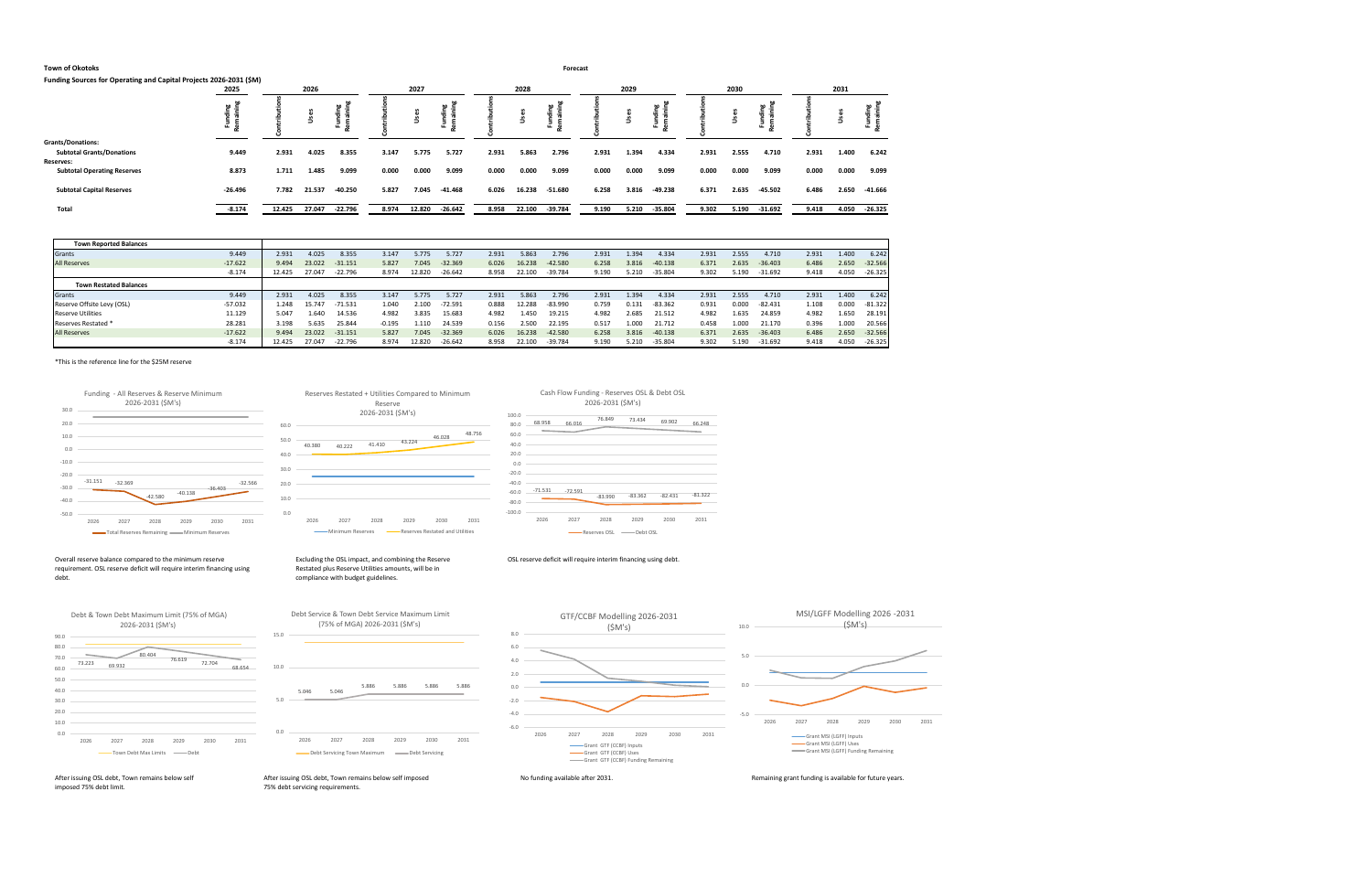**Town of Okotoks**

**Funding Sources for Operating and Capital Projects 2026-2031 ($M)**

Forecast

| | 2025 | 2026 | | | 2027 | | | 2028 | | | 2029 | | | 2030 | | | 2031 | | |
|---|---|---|---|---|---|---|---|---|---|---|---|---|---|---|---|---|---|---|---|
| | Funding Remaining | Contributions | Uses | Funding Remaining | Contributions | Uses | Funding Remaining | Contributions | Uses | Funding Remaining | Contributions | Uses | Funding Remaining | Contributions | Uses | Funding Remaining | Contributions | Uses | Funding Remaining |
| **Grants/Donations:** | | | | | | | | | | | | | | | | | | | |
| **Subtotal Grants/Donations** | 9.449 | 2.931 | 4.025 | 8.355 | 3.147 | 5.775 | 5.727 | 2.931 | 5.863 | 2.796 | 2.931 | 1.394 | 4.334 | 2.931 | 2.555 | 4.710 | 2.931 | 1.400 | 6.242 |
| **Reserves:** | | | | | | | | | | | | | | | | | | | |
| **Subtotal Operating Reserves** | 8.873 | 1.711 | 1.485 | 9.099 | 0.000 | 0.000 | 9.099 | 0.000 | 0.000 | 9.099 | 0.000 | 0.000 | 9.099 | 0.000 | 0.000 | 9.099 | 0.000 | 0.000 | 9.099 |
| **Subtotal Capital Reserves** | -26.496 | 7.782 | 21.537 | -40.250 | 5.827 | 7.045 | -41.468 | 6.026 | 16.238 | -51.680 | 6.258 | 3.816 | -49.238 | 6.371 | 2.635 | -45.502 | 6.486 | 2.650 | -41.666 |
| **Total** | -8.174 | 12.425 | 27.047 | -22.796 | 8.974 | 12.820 | -26.642 | 8.958 | 22.100 | -39.784 | 9.190 | 5.210 | -35.804 | 9.302 | 5.190 | -31.692 | 9.418 | 4.050 | -26.325 |

| | | | | | | | | | | | | | | | | | | | |
|---|---|---|---|---|---|---|---|---|---|---|---|---|---|---|---|---|---|---|---|
| **Town Reported Balances** | | | | | | | | | | | | | | | | | | | |
| Grants | 9.449 | 2.931 | 4.025 | 8.355 | 3.147 | 5.775 | 5.727 | 2.931 | 5.863 | 2.796 | 2.931 | 1.394 | 4.334 | 2.931 | 2.555 | 4.710 | 2.931 | 1.400 | 6.242 |
| All Reserves | -17.622 | 9.494 | 23.022 | -31.151 | 5.827 | 7.045 | -32.369 | 6.026 | 16.238 | -42.580 | 6.258 | 3.816 | -40.138 | 6.371 | 2.635 | -36.403 | 6.486 | 2.650 | -32.566 |
| | -8.174 | 12.425 | 27.047 | -22.796 | 8.974 | 12.820 | -26.642 | 8.958 | 22.100 | -39.784 | 9.190 | 5.210 | -35.804 | 9.302 | 5.190 | -31.692 | 9.418 | 4.050 | -26.325 |
| **Town Restated Balances** | | | | | | | | | | | | | | | | | | | |
| Grants | 9.449 | 2.931 | 4.025 | 8.355 | 3.147 | 5.775 | 5.727 | 2.931 | 5.863 | 2.796 | 2.931 | 1.394 | 4.334 | 2.931 | 2.555 | 4.710 | 2.931 | 1.400 | 6.242 |
| Reserve Offsite Levy (OSL) | -57.032 | 1.248 | 15.747 | -71.531 | 1.040 | 2.100 | -72.591 | 0.888 | 12.288 | -83.990 | 0.759 | 0.131 | -83.362 | 0.931 | 0.000 | -82.431 | 1.108 | 0.000 | -81.322 |
| Reserve Utilities | 11.129 | 5.047 | 1.640 | 14.536 | 4.982 | 3.835 | 15.683 | 4.982 | 1.450 | 19.215 | 4.982 | 2.685 | 21.512 | 4.982 | 1.635 | 24.859 | 4.982 | 1.650 | 28.191 |
| Reserves Restated * | 28.281 | 3.198 | 5.635 | 25.844 | -0.195 | 1.110 | 24.539 | 0.156 | 2.500 | 22.195 | 0.517 | 1.000 | 21.712 | 0.458 | 1.000 | 21.170 | 0.396 | 1.000 | 20.566 |
| All Reserves | -17.622 | 9.494 | 23.022 | -31.151 | 5.827 | 7.045 | -32.369 | 6.026 | 16.238 | -42.580 | 6.258 | 3.816 | -40.138 | 6.371 | 2.635 | -36.403 | 6.486 | 2.650 | -32.566 |
| | -8.174 | 12.425 | 27.047 | -22.796 | 8.974 | 12.820 | -26.642 | 8.958 | 22.100 | -39.784 | 9.190 | 5.210 | -35.804 | 9.302 | 5.190 | -31.692 | 9.418 | 4.050 | -26.325 |

*This is the reference line for the $25M reserve

Funding - All Reserves & Reserve Minimum
2026-2031 ($M's)
-31.151, -32.369, -42.580, -40.138, -36.403, -32.566
Total Reserves Remaining — Minimum Reserves

Overall reserve balance compared to the minimum reserve requirement. OSL reserve deficit will require interim financing using debt.

Reserves Restated + Utilities Compared to Minimum Reserve
2026-2031 ($M's)
40.380, 40.222, 41.410, 43.224, 46.028, 48.756
Minimum Reserves — Reserves Restated and Utilities

Excluding the OSL impact, and combining the Reserve Restated plus Reserve Utilities amounts, will be in compliance with budget guidelines.

Cash Flow Funding - Reserves OSL & Debt OSL
2026-2031 ($M's)
68.958, 66.016, 76.849, 73.434, 69.902, 66.248
-71.531, -72.591, -83.990, -83.362, -82.431, -81.322
Reserves OSL — Debt OSL

OSL reserve deficit will require interim financing using debt.

Debt & Town Debt Maximum Limit (75% of MGA)
2026-2031 ($M's)
73.223, 69.932, 80.404, 76.619, 72.704, 68.654
Town Debt Max Limits — Debt

After issuing OSL debt, Town remains below self imposed 75% debt limit.

Debt Service & Town Debt Service Maximum Limit (75% of MGA) 2026-2031 ($M's)
5.046, 5.046, 5.886, 5.886, 5.886, 5.886
Debt Servicing Town Maximum — Debt Servicing

After issuing OSL debt, Town remains below self imposed 75% debt servicing requirements.

GTF/CCBF Modelling 2026-2031
($M's)
Grant GTF (CCBF) Inputs
Grant GTF (CCBF) Uses
Grant GTF (CCBF) Funding Remaining

No funding available after 2031.

MSI/LGFF Modelling 2026 -2031
($M's)
Grant MSI (LGFF) Inputs
Grant MSI (LGFF) Uses
Grant MSI (LGFF) Funding Remaining

Remaining grant funding is available for future years.